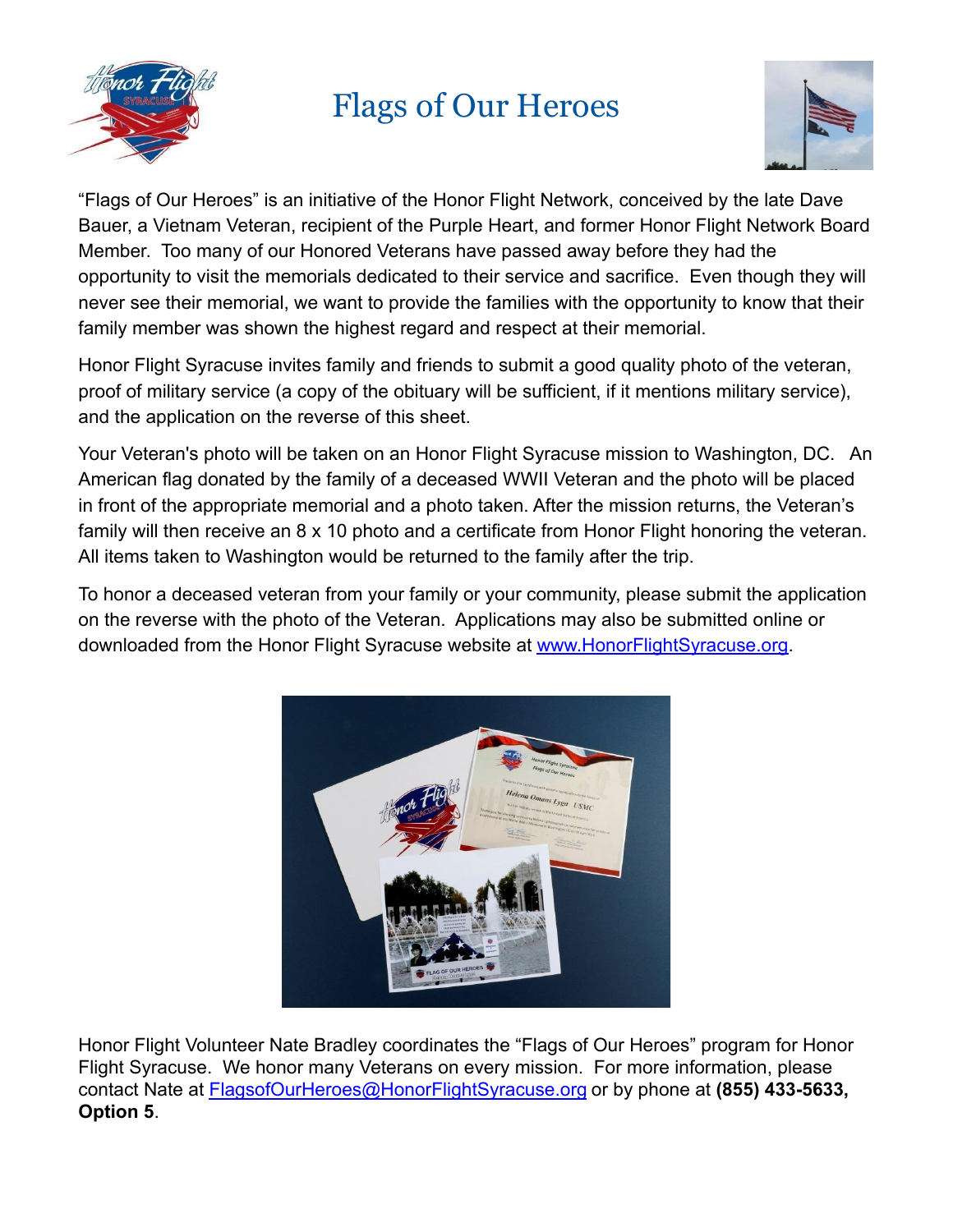# Flags of Our Heroes

"Flags of Our Heroes" is an initiative of the Honor Flight Network, conceived by the late Dave Bauer, a Vietnam Veteran, recipient of the Purple Heart, and former Honor Flight Network Board Member. Too many of our Honored Veterans have passed away before they had the opportunity to visit the memorials dedicated to their service and sacrifice. Even though they will never see their memorial, we want to provide the families with the opportunity to know that their family member was shown the highest regard and respect at their memorial.

Honor Flight Syracuse invites family and friends to submit a good quality photo of the veteran, proof of military service (a copy of the obituary will be sufficient, if it mentions military service), and the application on the reverse of this sheet.

Your Veteran's photo will be taken on an Honor Flight Syracuse mission to Washington, DC. An American flag donated by the family of a deceased WWII Veteran and the photo will be placed in front of the appropriate memorial and a photo taken. After the mission returns, the Veteran's family will then receive an 8 x 10 photo and a certificate from Honor Flight honoring the veteran. All items taken to Washington would be returned to the family after the trip.

To honor a deceased veteran from your family or your community, please submit the application on the reverse with the photo of the Veteran. Applications may also be submitted online or downloaded from the Honor Flight Syracuse website at [www.HonorFlightSyracuse.org](http://www.HonorFlightSyracuse.org).

Honor Flight Volunteer Nate Bradley coordinates the "Flags of Our Heroes" program for Honor Flight Syracuse. We honor many Veterans on every mission. For more information, please contact Nate at [FlagsofOurHeroes@HonorFlightSyracuse.org](mailto:FlagsofOurHeroes@HonorFlightSyracuse.org) or by phone at **(855) 433-5633, Option 5**.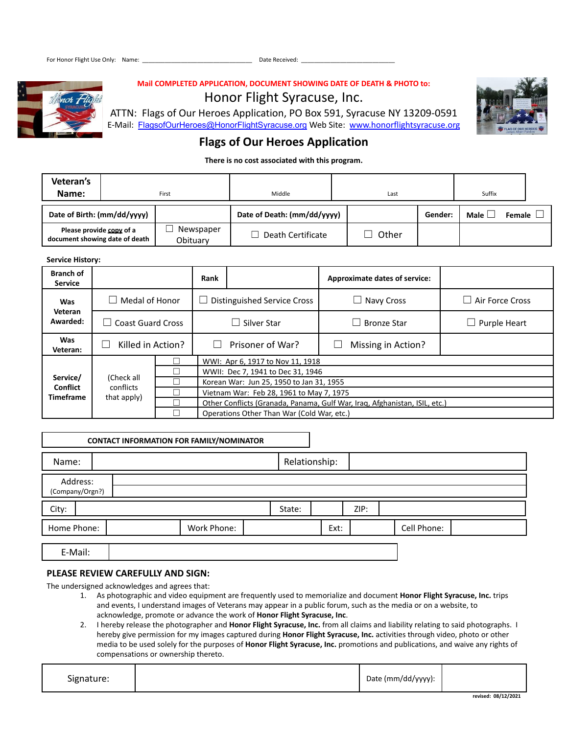For Honor Flight Use Only: Name: ______________________________ Date Received: __________________________

**Mail COMPLETED APPLICATION, DOCUMENT SHOWING DATE OF DEATH & PHOTO to:**

Honor Flight Syracuse, Inc.

ATTN: Flags of Our Heroes Application, PO Box 591, Syracuse NY 13209-0591

E-Mail: FlagsofOurHeroes@HonorFlightSyracuse.org Web Site: www.honorflightsyracuse.org

## Flags of Our Heroes Application

**There is no cost associated with this program.**

| | | | | |
|---|---|---|---|---|
| **Veteran's Name:** | First | Middle | Last | Suffix |

| | | | | | |
|---|---|---|---|---|---|
| **Date of Birth: (mm/dd/yyyy)** | | **Date of Death: (mm/dd/yyyy)** | | **Gender:** | **Male** ☐ **Female** ☐ |
| **Please provide copy of a document showing date of death** | ☐ Newspaper Obituary | ☐ Death Certificate | ☐ Other | | |

**Service History:**

| | | | | |
|---|---|---|---|---|
| **Branch of Service** | | **Rank** | | **Approximate dates of service:** |
| **Was Veteran Awarded:** | ☐ Medal of Honor | ☐ Distinguished Service Cross | ☐ Navy Cross | ☐ Air Force Cross |
| | ☐ Coast Guard Cross | ☐ Silver Star | ☐ Bronze Star | ☐ Purple Heart |
| **Was Veteran:** | ☐ Killed in Action? | ☐ Prisoner of War? | ☐ Missing in Action? | |

| | | | |
|---|---|---|---|
| **Service/ Conflict Timeframe** | (Check all conflicts that apply) | ☐ | WWI: Apr 6, 1917 to Nov 11, 1918 |
| | | ☐ | WWII: Dec 7, 1941 to Dec 31, 1946 |
| | | ☐ | Korean War: Jun 25, 1950 to Jan 31, 1955 |
| | | ☐ | Vietnam War: Feb 28, 1961 to May 7, 1975 |
| | | ☐ | Other Conflicts (Granada, Panama, Gulf War, Iraq, Afghanistan, ISIL, etc.) |
| | | ☐ | Operations Other Than War (Cold War, etc.) |

**CONTACT INFORMATION FOR FAMILY/NOMINATOR**

| | | | | | | | |
|---|---|---|---|---|---|---|---|
| Name: | | Relationship: | | | | | |
| Address: (Company/Orgn?) | | | | | | | |
| City: | | State: | | ZIP: | | | |
| Home Phone: | | Work Phone: | | Ext: | | Cell Phone: | |
| E-Mail: | | | | | | | |

### PLEASE REVIEW CAREFULLY AND SIGN:

The undersigned acknowledges and agrees that:

1. As photographic and video equipment are frequently used to memorialize and document **Honor Flight Syracuse, Inc.** trips and events, I understand images of Veterans may appear in a public forum, such as the media or on a website, to acknowledge, promote or advance the work of **Honor Flight Syracuse, Inc**.
2. I hereby release the photographer and **Honor Flight Syracuse, Inc.** from all claims and liability relating to said photographs. I hereby give permission for my images captured during **Honor Flight Syracuse, Inc.** activities through video, photo or other media to be used solely for the purposes of **Honor Flight Syracuse, Inc.** promotions and publications, and waive any rights of compensations or ownership thereto.

| | | | |
|---|---|---|---|
| Signature: | | Date (mm/dd/yyyy): | |

revised: 08/12/2021